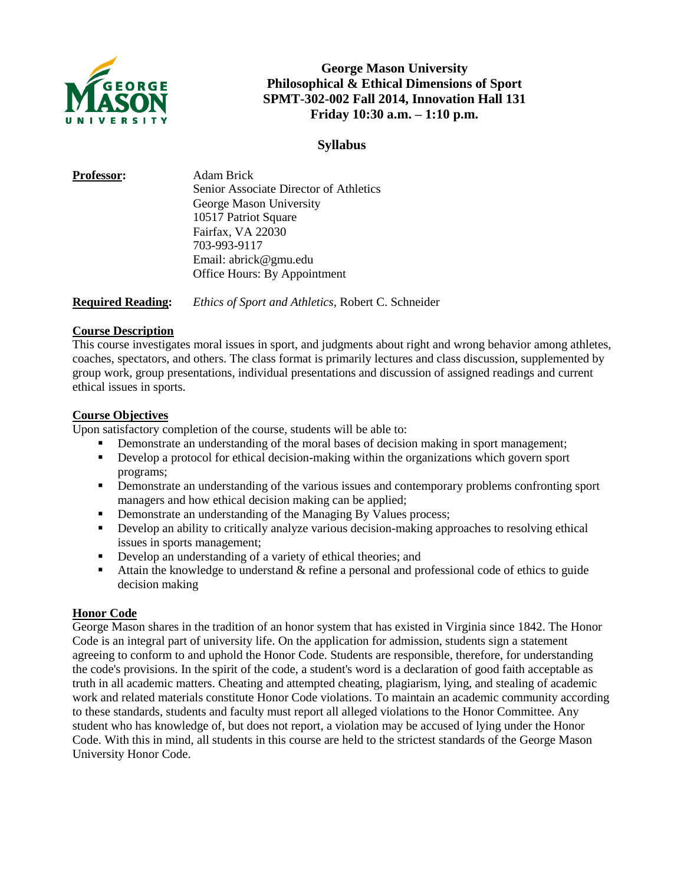# George Mason University
# Philosophical & Ethical Dimensions of Sport
# SPMT-302-002 Fall 2014, Innovation Hall 131
# Friday 10:30 a.m. – 1:10 p.m.

## Syllabus

**Professor:** Adam Brick
Senior Associate Director of Athletics
George Mason University
10517 Patriot Square
Fairfax, VA 22030
703-993-9117
Email: abrick@gmu.edu
Office Hours: By Appointment

**Required Reading:** *Ethics of Sport and Athletics*, Robert C. Schneider

### Course Description

This course investigates moral issues in sport, and judgments about right and wrong behavior among athletes, coaches, spectators, and others. The class format is primarily lectures and class discussion, supplemented by group work, group presentations, individual presentations and discussion of assigned readings and current ethical issues in sports.

### Course Objectives

Upon satisfactory completion of the course, students will be able to:

- Demonstrate an understanding of the moral bases of decision making in sport management;
- Develop a protocol for ethical decision-making within the organizations which govern sport programs;
- Demonstrate an understanding of the various issues and contemporary problems confronting sport managers and how ethical decision making can be applied;
- Demonstrate an understanding of the Managing By Values process;
- Develop an ability to critically analyze various decision-making approaches to resolving ethical issues in sports management;
- Develop an understanding of a variety of ethical theories; and
- Attain the knowledge to understand & refine a personal and professional code of ethics to guide decision making

### Honor Code

George Mason shares in the tradition of an honor system that has existed in Virginia since 1842. The Honor Code is an integral part of university life. On the application for admission, students sign a statement agreeing to conform to and uphold the Honor Code. Students are responsible, therefore, for understanding the code's provisions. In the spirit of the code, a student's word is a declaration of good faith acceptable as truth in all academic matters. Cheating and attempted cheating, plagiarism, lying, and stealing of academic work and related materials constitute Honor Code violations. To maintain an academic community according to these standards, students and faculty must report all alleged violations to the Honor Committee. Any student who has knowledge of, but does not report, a violation may be accused of lying under the Honor Code. With this in mind, all students in this course are held to the strictest standards of the George Mason University Honor Code.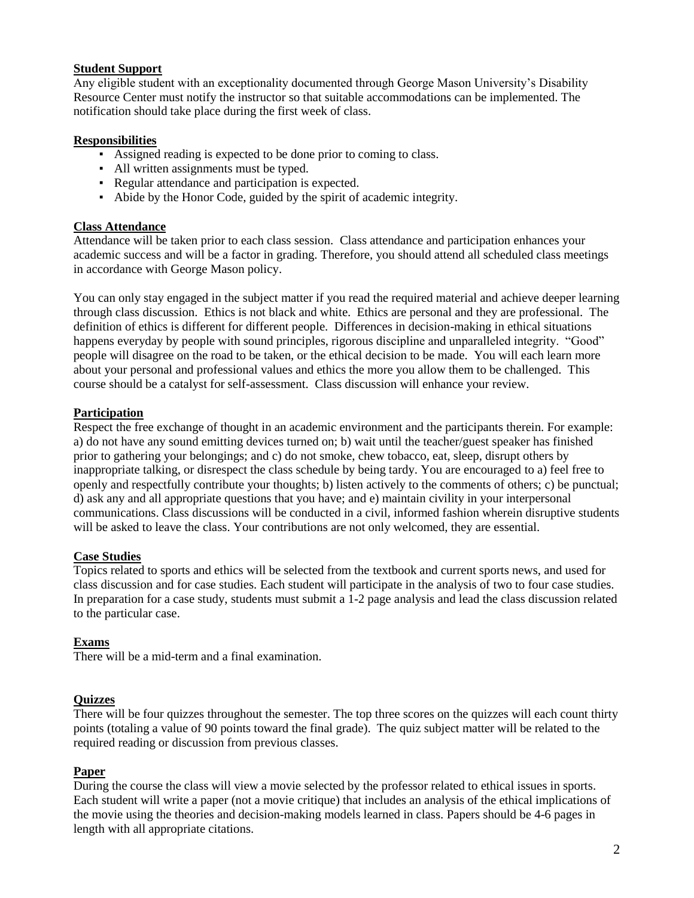**Student Support**

Any eligible student with an exceptionality documented through George Mason University's Disability Resource Center must notify the instructor so that suitable accommodations can be implemented. The notification should take place during the first week of class.

**Responsibilities**

- Assigned reading is expected to be done prior to coming to class.
- All written assignments must be typed.
- Regular attendance and participation is expected.
- Abide by the Honor Code, guided by the spirit of academic integrity.

**Class Attendance**

Attendance will be taken prior to each class session. Class attendance and participation enhances your academic success and will be a factor in grading. Therefore, you should attend all scheduled class meetings in accordance with George Mason policy.

You can only stay engaged in the subject matter if you read the required material and achieve deeper learning through class discussion. Ethics is not black and white. Ethics are personal and they are professional. The definition of ethics is different for different people. Differences in decision-making in ethical situations happens everyday by people with sound principles, rigorous discipline and unparalleled integrity. "Good" people will disagree on the road to be taken, or the ethical decision to be made. You will each learn more about your personal and professional values and ethics the more you allow them to be challenged. This course should be a catalyst for self-assessment. Class discussion will enhance your review.

**Participation**

Respect the free exchange of thought in an academic environment and the participants therein. For example: a) do not have any sound emitting devices turned on; b) wait until the teacher/guest speaker has finished prior to gathering your belongings; and c) do not smoke, chew tobacco, eat, sleep, disrupt others by inappropriate talking, or disrespect the class schedule by being tardy. You are encouraged to a) feel free to openly and respectfully contribute your thoughts; b) listen actively to the comments of others; c) be punctual; d) ask any and all appropriate questions that you have; and e) maintain civility in your interpersonal communications. Class discussions will be conducted in a civil, informed fashion wherein disruptive students will be asked to leave the class. Your contributions are not only welcomed, they are essential.

**Case Studies**

Topics related to sports and ethics will be selected from the textbook and current sports news, and used for class discussion and for case studies. Each student will participate in the analysis of two to four case studies. In preparation for a case study, students must submit a 1-2 page analysis and lead the class discussion related to the particular case.

**Exams**

There will be a mid-term and a final examination.

**Quizzes**

There will be four quizzes throughout the semester. The top three scores on the quizzes will each count thirty points (totaling a value of 90 points toward the final grade). The quiz subject matter will be related to the required reading or discussion from previous classes.

**Paper**

During the course the class will view a movie selected by the professor related to ethical issues in sports. Each student will write a paper (not a movie critique) that includes an analysis of the ethical implications of the movie using the theories and decision-making models learned in class. Papers should be 4-6 pages in length with all appropriate citations.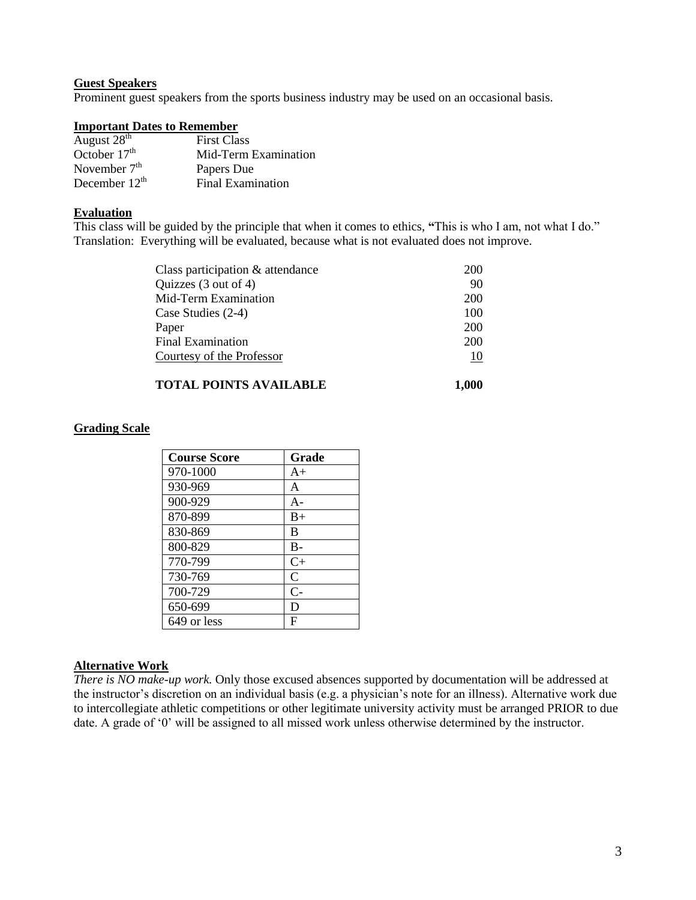## Guest Speakers

Prominent guest speakers from the sports business industry may be used on an occasional basis.

## Important Dates to Remember

| | |
|---|---|
| August 28th | First Class |
| October 17th | Mid-Term Examination |
| November 7th | Papers Due |
| December 12th | Final Examination |

## Evaluation

This class will be guided by the principle that when it comes to ethics, **"**This is who I am, not what I do." Translation: Everything will be evaluated, because what is not evaluated does not improve.

| | |
|---|---|
| Class participation & attendance | 200 |
| Quizzes (3 out of 4) | 90 |
| Mid-Term Examination | 200 |
| Case Studies (2-4) | 100 |
| Paper | 200 |
| Final Examination | 200 |
| Courtesy of the Professor | 10 |
| **TOTAL POINTS AVAILABLE** | **1,000** |

## Grading Scale

| Course Score | Grade |
|---|---|
| 970-1000 | A+ |
| 930-969 | A |
| 900-929 | A- |
| 870-899 | B+ |
| 830-869 | B |
| 800-829 | B- |
| 770-799 | C+ |
| 730-769 | C |
| 700-729 | C- |
| 650-699 | D |
| 649 or less | F |

## Alternative Work

*There is NO make-up work.* Only those excused absences supported by documentation will be addressed at the instructor's discretion on an individual basis (e.g. a physician's note for an illness). Alternative work due to intercollegiate athletic competitions or other legitimate university activity must be arranged PRIOR to due date. A grade of '0' will be assigned to all missed work unless otherwise determined by the instructor.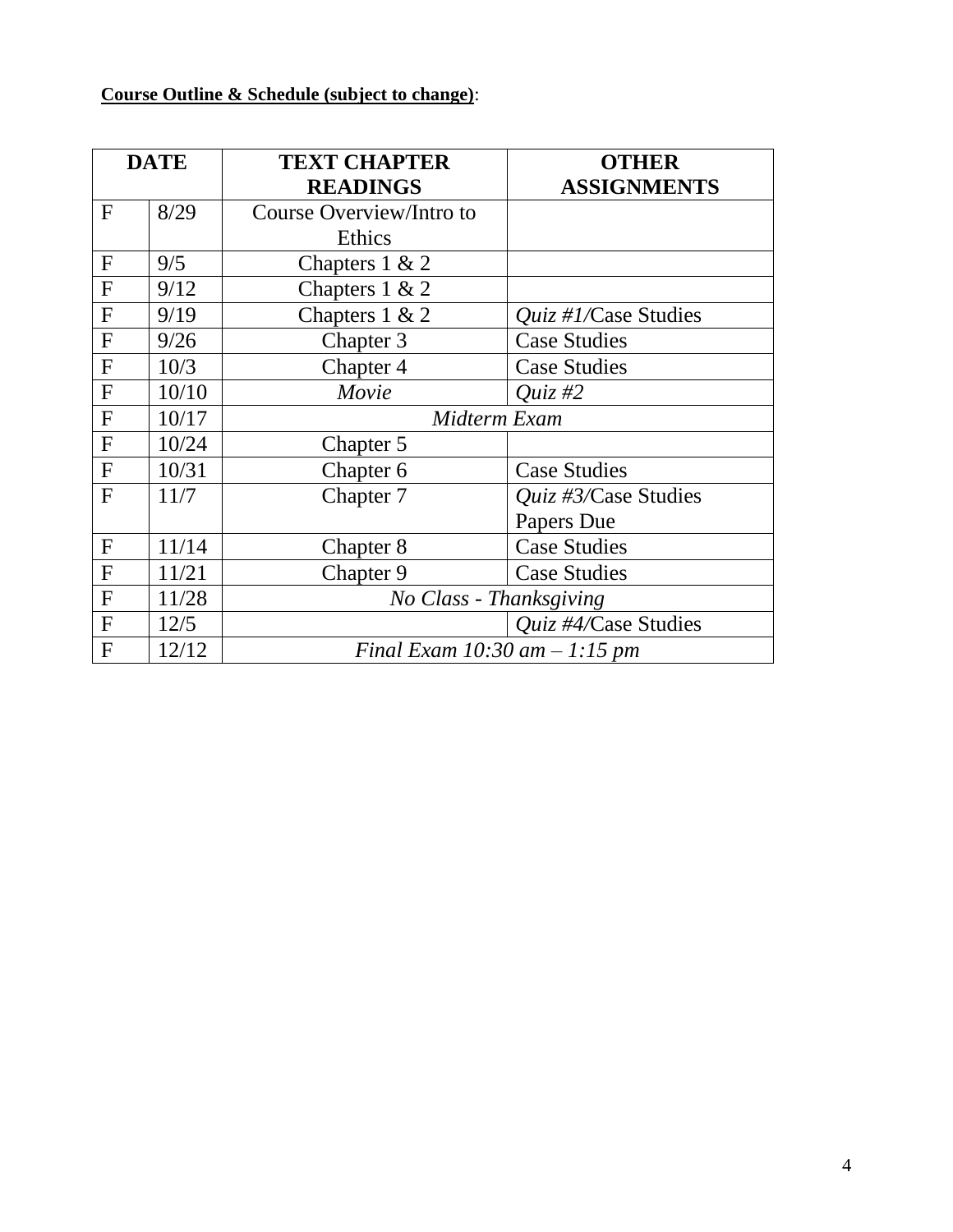**Course Outline & Schedule (subject to change)**:

| DATE | | TEXT CHAPTER READINGS | OTHER ASSIGNMENTS |
|---|---|---|---|
| F | 8/29 | Course Overview/Intro to Ethics | |
| F | 9/5 | Chapters 1 & 2 | |
| F | 9/12 | Chapters 1 & 2 | |
| F | 9/19 | Chapters 1 & 2 | *Quiz #1/*Case Studies |
| F | 9/26 | Chapter 3 | Case Studies |
| F | 10/3 | Chapter 4 | Case Studies |
| F | 10/10 | *Movie* | *Quiz #2* |
| F | 10/17 | *Midterm Exam* | |
| F | 10/24 | Chapter 5 | |
| F | 10/31 | Chapter 6 | Case Studies |
| F | 11/7 | Chapter 7 | *Quiz #3/*Case Studies Papers Due |
| F | 11/14 | Chapter 8 | Case Studies |
| F | 11/21 | Chapter 9 | Case Studies |
| F | 11/28 | *No Class - Thanksgiving* | |
| F | 12/5 | | *Quiz #4/*Case Studies |
| F | 12/12 | *Final Exam 10:30 am – 1:15 pm* | |